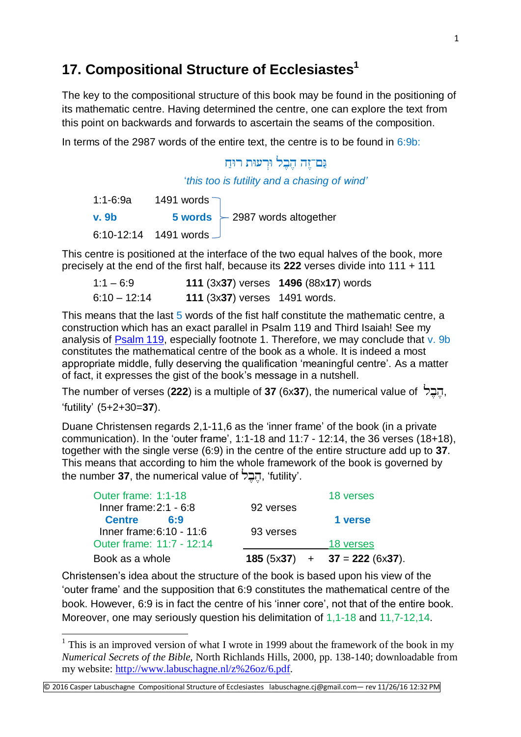# 17. Compositional Structure of Ecclesiastes[1]

The key to the compositional structure of this book may be found in the positioning of its mathematic centre. Having determined the centre, one can explore the text from this point on backwards and forwards to ascertain the seams of the composition.

In terms of the 2987 words of the entire text, the centre is to be found in 6:9b:

גַּם־זֶה הֶבֶל וּרְעוּת רוּחַ

*'this too is futility and a chasing of wind'*

| | | |
|---|---|---|
| 1:1-6:9a | 1491 words | 2987 words altogether |
| **v. 9b** | **5 words** | |
| 6:10-12:14 | 1491 words | |

This centre is positioned at the interface of the two equal halves of the book, more precisely at the end of the first half, because its **222** verses divide into 111 + 111

| | | |
|---|---|---|
| 1:1 – 6:9 | **111** (3x**37**) verses | **1496** (88x**17**) words |
| 6:10 – 12:14 | **111** (3x**37**) verses | 1491 words. |

This means that the last 5 words of the fist half constitute the mathematic centre, a construction which has an exact parallel in Psalm 119 and Third Isaiah! See my analysis of [Psalm 119](), especially footnote 1. Therefore, we may conclude that v. 9b constitutes the mathematical centre of the book as a whole. It is indeed a most appropriate middle, fully deserving the qualification 'meaningful centre'. As a matter of fact, it expresses the gist of the book's message in a nutshell.

The number of verses (**222**) is a multiple of **37** (6x**37**), the numerical value of הֶבֶל, 'futility' (5+2+30=**37**).

Duane Christensen regards 2,1-11,6 as the 'inner frame' of the book (in a private communication). In the 'outer frame', 1:1-18 and 11:7 - 12:14, the 36 verses (18+18), together with the single verse (6:9) in the centre of the entire structure add up to **37**. This means that according to him the whole framework of the book is governed by the number **37**, the numerical value of הֶבֶל, 'futility'.

| | | |
|---|---|---|
| Outer frame: 1:1-18 | | 18 verses |
| Inner frame: 2:1 - 6:8 | 92 verses | |
| **Centre 6:9** | | **1 verse** |
| Inner frame: 6:10 - 11:6 | 93 verses | |
| Outer frame: 11:7 - 12:14 | | 18 verses |
| Book as a whole | **185** (5x**37**) + | **37** = **222** (6x**37**). |

Christensen's idea about the structure of the book is based upon his view of the 'outer frame' and the supposition that 6:9 constitutes the mathematical centre of the book. However, 6:9 is in fact the centre of his 'inner core', not that of the entire book. Moreover, one may seriously question his delimitation of 1,1-18 and 11,7-12,14.

[1] This is an improved version of what I wrote in 1999 about the framework of the book in my *Numerical Secrets of the Bible*, North Richlands Hills, 2000, pp. 138-140; downloadable from my website: [http://www.labuschagne.nl/z%26oz/6.pdf](http://www.labuschagne.nl/z%26oz/6.pdf).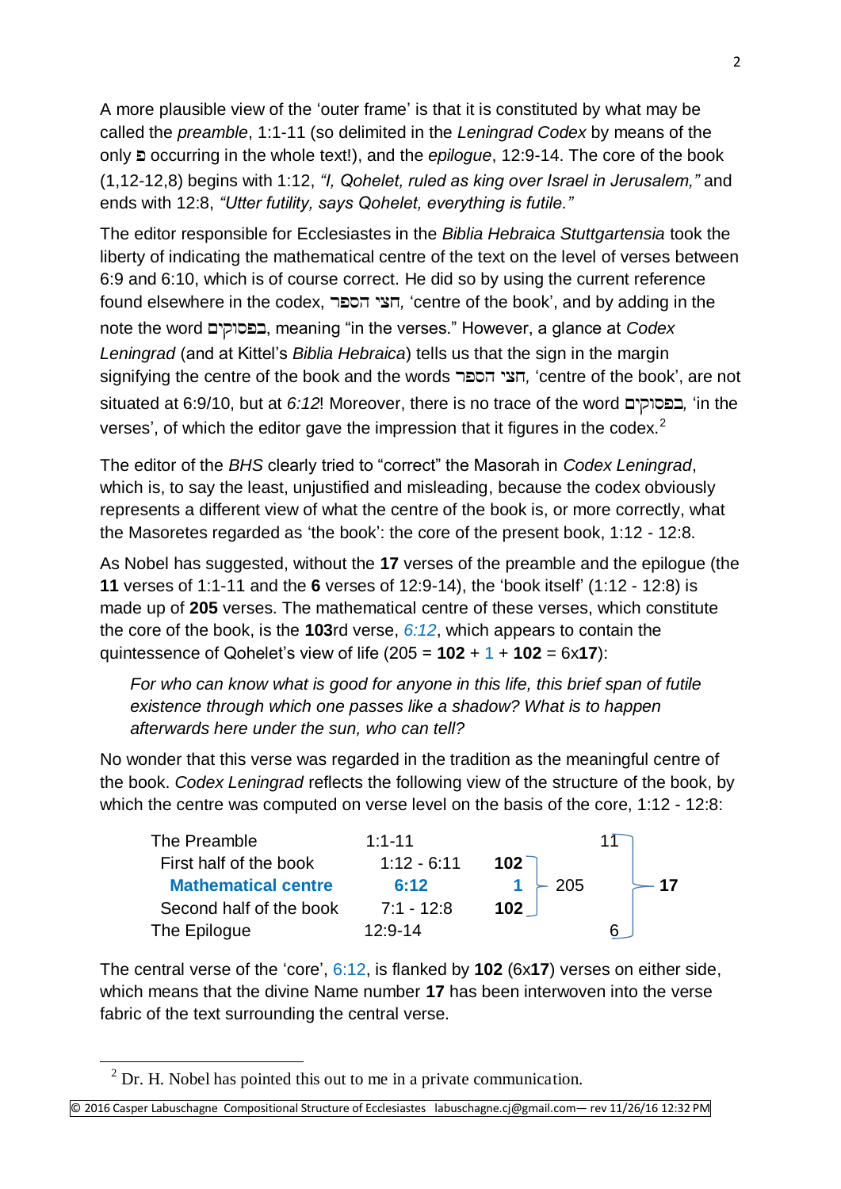A more plausible view of the 'outer frame' is that it is constituted by what may be called the *preamble*, 1:1-11 (so delimited in the *Leningrad Codex* by means of the only פ occurring in the whole text!), and the *epilogue*, 12:9-14. The core of the book (1,12-12,8) begins with 1:12, *"I, Qohelet, ruled as king over Israel in Jerusalem,"* and ends with 12:8, *"Utter futility, says Qohelet, everything is futile."*

The editor responsible for Ecclesiastes in the *Biblia Hebraica Stuttgartensia* took the liberty of indicating the mathematical centre of the text on the level of verses between 6:9 and 6:10, which is of course correct. He did so by using the current reference found elsewhere in the codex, חצי הספר, 'centre of the book', and by adding in the note the word בפסוקים, meaning "in the verses." However, a glance at *Codex Leningrad* (and at Kittel's *Biblia Hebraica*) tells us that the sign in the margin signifying the centre of the book and the words חצי הספר, 'centre of the book', are not situated at 6:9/10, but at *6:12*! Moreover, there is no trace of the word בפסוקים, 'in the verses', of which the editor gave the impression that it figures in the codex.[2]

The editor of the *BHS* clearly tried to "correct" the Masorah in *Codex Leningrad*, which is, to say the least, unjustified and misleading, because the codex obviously represents a different view of what the centre of the book is, or more correctly, what the Masoretes regarded as 'the book': the core of the present book, 1:12 - 12:8.

As Nobel has suggested, without the **17** verses of the preamble and the epilogue (the **11** verses of 1:1-11 and the **6** verses of 12:9-14), the 'book itself' (1:12 - 12:8) is made up of **205** verses. The mathematical centre of these verses, which constitute the core of the book, is the **103**rd verse, *6:12*, which appears to contain the quintessence of Qohelet's view of life (205 = **102** + 1 + **102** = 6x**17**):

> *For who can know what is good for anyone in this life, this brief span of futile existence through which one passes like a shadow? What is to happen afterwards here under the sun, who can tell?*

No wonder that this verse was regarded in the tradition as the meaningful centre of the book. *Codex Leningrad* reflects the following view of the structure of the book, by which the centre was computed on verse level on the basis of the core, 1:12 - 12:8:

| | | | | |
|---|---|---|---|---|
| The Preamble | 1:1-11 | | | 11 |
| First half of the book | 1:12 - 6:11 | **102** | | |
| **Mathematical centre** | **6:12** | **1** | 205 | **17** |
| Second half of the book | 7:1 - 12:8 | **102** | | |
| The Epilogue | 12:9-14 | | | 6 |

The central verse of the 'core', 6:12, is flanked by **102** (6x**17**) verses on either side, which means that the divine Name number **17** has been interwoven into the verse fabric of the text surrounding the central verse.

[2] Dr. H. Nobel has pointed this out to me in a private communication.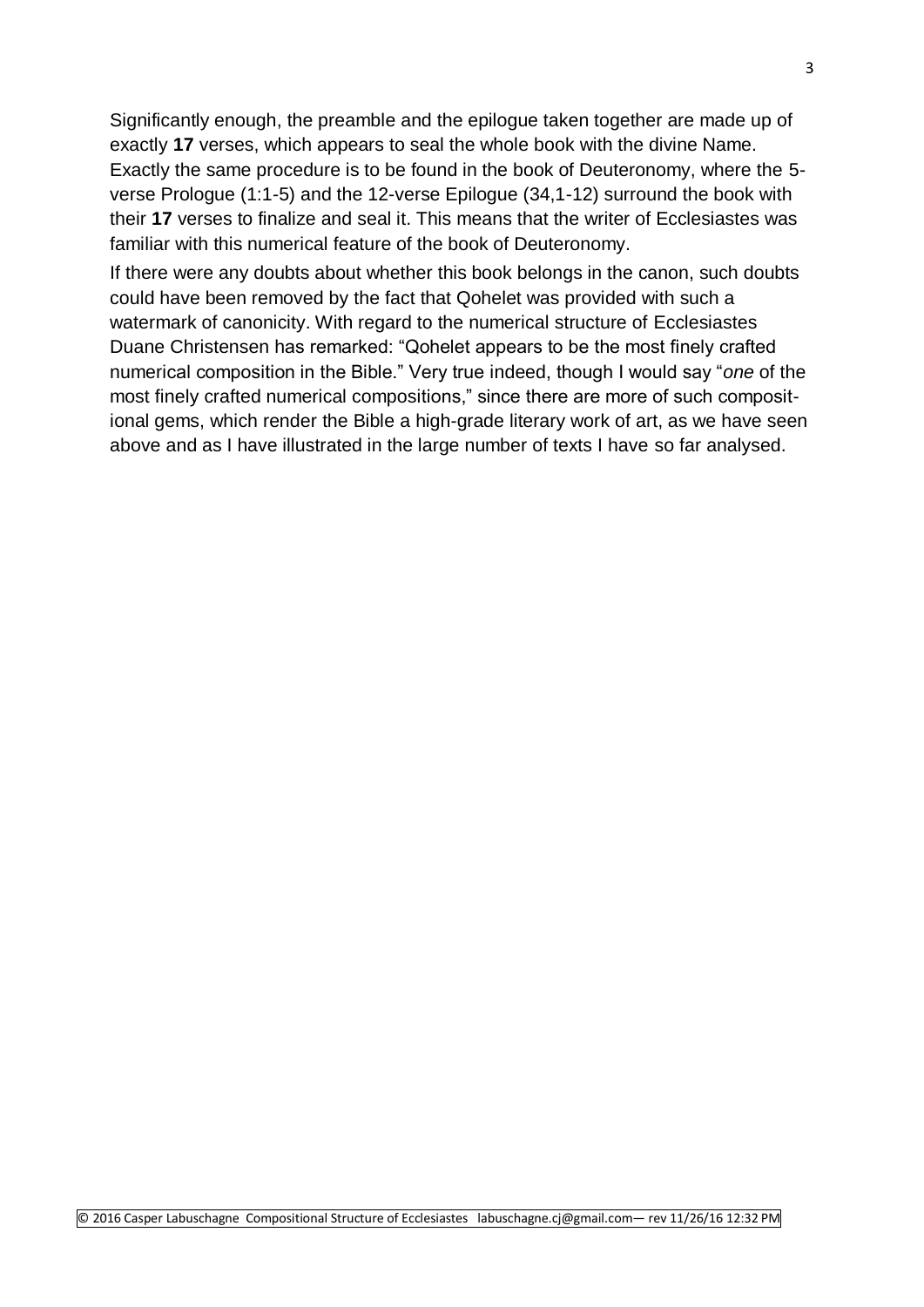Significantly enough, the preamble and the epilogue taken together are made up of exactly **17** verses, which appears to seal the whole book with the divine Name. Exactly the same procedure is to be found in the book of Deuteronomy, where the 5-verse Prologue (1:1-5) and the 12-verse Epilogue (34,1-12) surround the book with their **17** verses to finalize and seal it. This means that the writer of Ecclesiastes was familiar with this numerical feature of the book of Deuteronomy.

If there were any doubts about whether this book belongs in the canon, such doubts could have been removed by the fact that Qohelet was provided with such a watermark of canonicity. With regard to the numerical structure of Ecclesiastes Duane Christensen has remarked: "Qohelet appears to be the most finely crafted numerical composition in the Bible." Very true indeed, though I would say "*one* of the most finely crafted numerical compositions," since there are more of such compositional gems, which render the Bible a high-grade literary work of art, as we have seen above and as I have illustrated in the large number of texts I have so far analysed.